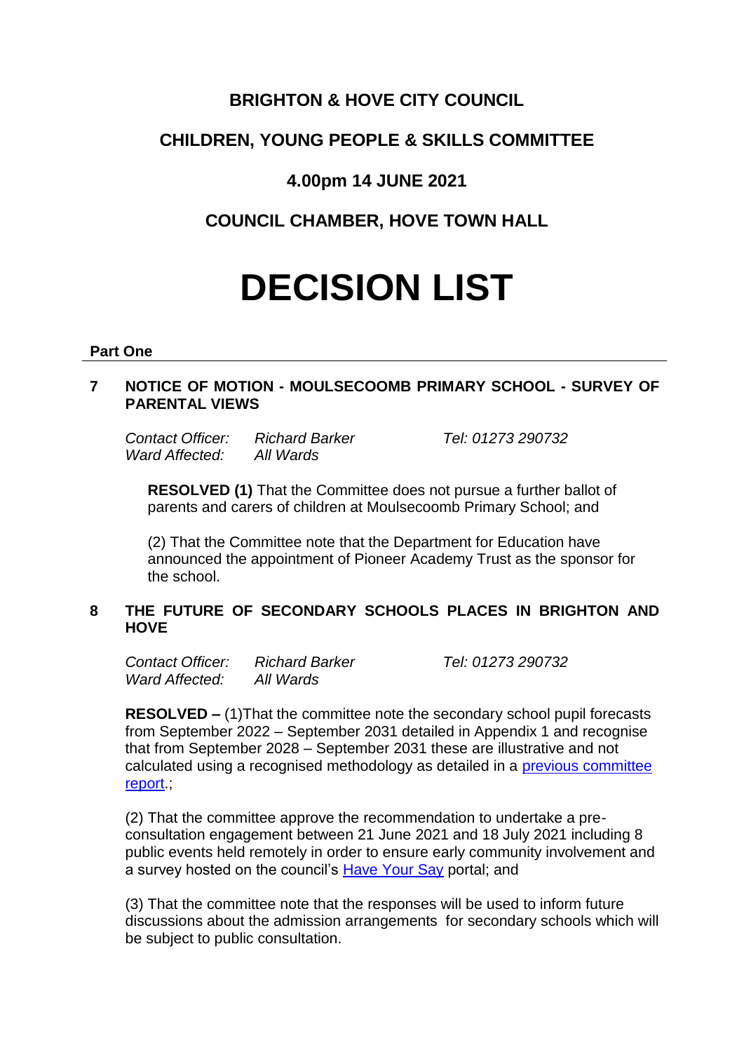# BRIGHTON & HOVE CITY COUNCIL

## CHILDREN, YOUNG PEOPLE & SKILLS COMMITTEE

## 4.00pm 14 JUNE 2021

## COUNCIL CHAMBER, HOVE TOWN HALL

# DECISION LIST

**Part One**

### 7 NOTICE OF MOTION - MOULSECOOMB PRIMARY SCHOOL - SURVEY OF PARENTAL VIEWS

*Contact Officer:* *Richard Barker* *Tel: 01273 290732*
*Ward Affected:* *All Wards*

**RESOLVED (1)** That the Committee does not pursue a further ballot of parents and carers of children at Moulsecoomb Primary School; and

(2) That the Committee note that the Department for Education have announced the appointment of Pioneer Academy Trust as the sponsor for the school.

### 8 THE FUTURE OF SECONDARY SCHOOLS PLACES IN BRIGHTON AND HOVE

*Contact Officer:* *Richard Barker* *Tel: 01273 290732*
*Ward Affected:* *All Wards*

**RESOLVED –** (1)That the committee note the secondary school pupil forecasts from September 2022 – September 2031 detailed in Appendix 1 and recognise that from September 2028 – September 2031 these are illustrative and not calculated using a recognised methodology as detailed in a previous committee report.;

(2) That the committee approve the recommendation to undertake a pre-consultation engagement between 21 June 2021 and 18 July 2021 including 8 public events held remotely in order to ensure early community involvement and a survey hosted on the council's Have Your Say portal; and

(3) That the committee note that the responses will be used to inform future discussions about the admission arrangements for secondary schools which will be subject to public consultation.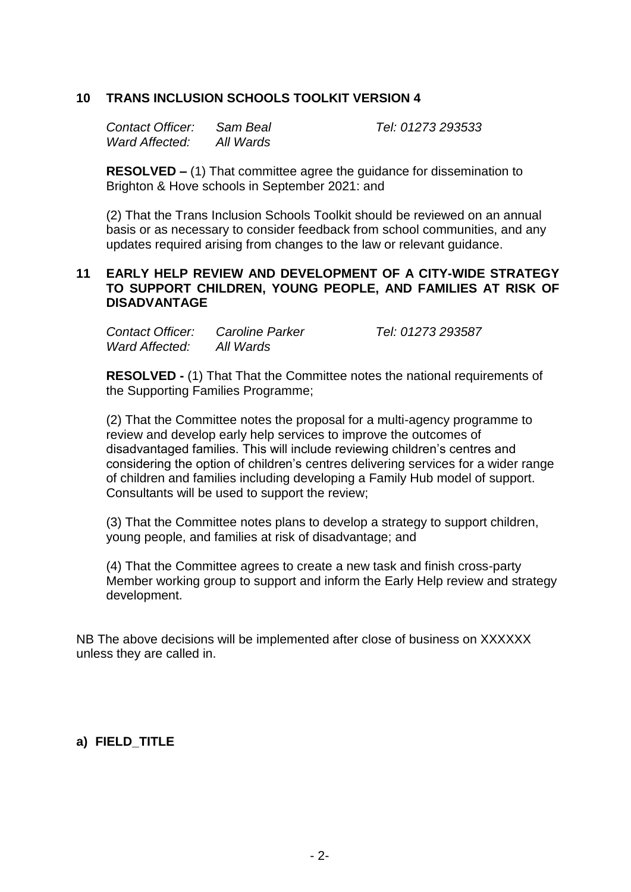## 10 TRANS INCLUSION SCHOOLS TOOLKIT VERSION 4

*Contact Officer:* *Sam Beal* *Tel: 01273 293533*
*Ward Affected:* *All Wards*

**RESOLVED –** (1) That committee agree the guidance for dissemination to Brighton & Hove schools in September 2021: and

(2) That the Trans Inclusion Schools Toolkit should be reviewed on an annual basis or as necessary to consider feedback from school communities, and any updates required arising from changes to the law or relevant guidance.

## 11 EARLY HELP REVIEW AND DEVELOPMENT OF A CITY-WIDE STRATEGY TO SUPPORT CHILDREN, YOUNG PEOPLE, AND FAMILIES AT RISK OF DISADVANTAGE

*Contact Officer:* *Caroline Parker* *Tel: 01273 293587*
*Ward Affected:* *All Wards*

**RESOLVED -** (1) That That the Committee notes the national requirements of the Supporting Families Programme;

(2) That the Committee notes the proposal for a multi-agency programme to review and develop early help services to improve the outcomes of disadvantaged families. This will include reviewing children's centres and considering the option of children's centres delivering services for a wider range of children and families including developing a Family Hub model of support. Consultants will be used to support the review;

(3) That the Committee notes plans to develop a strategy to support children, young people, and families at risk of disadvantage; and

(4) That the Committee agrees to create a new task and finish cross-party Member working group to support and inform the Early Help review and strategy development.

NB The above decisions will be implemented after close of business on XXXXXX unless they are called in.

**a) FIELD_TITLE**